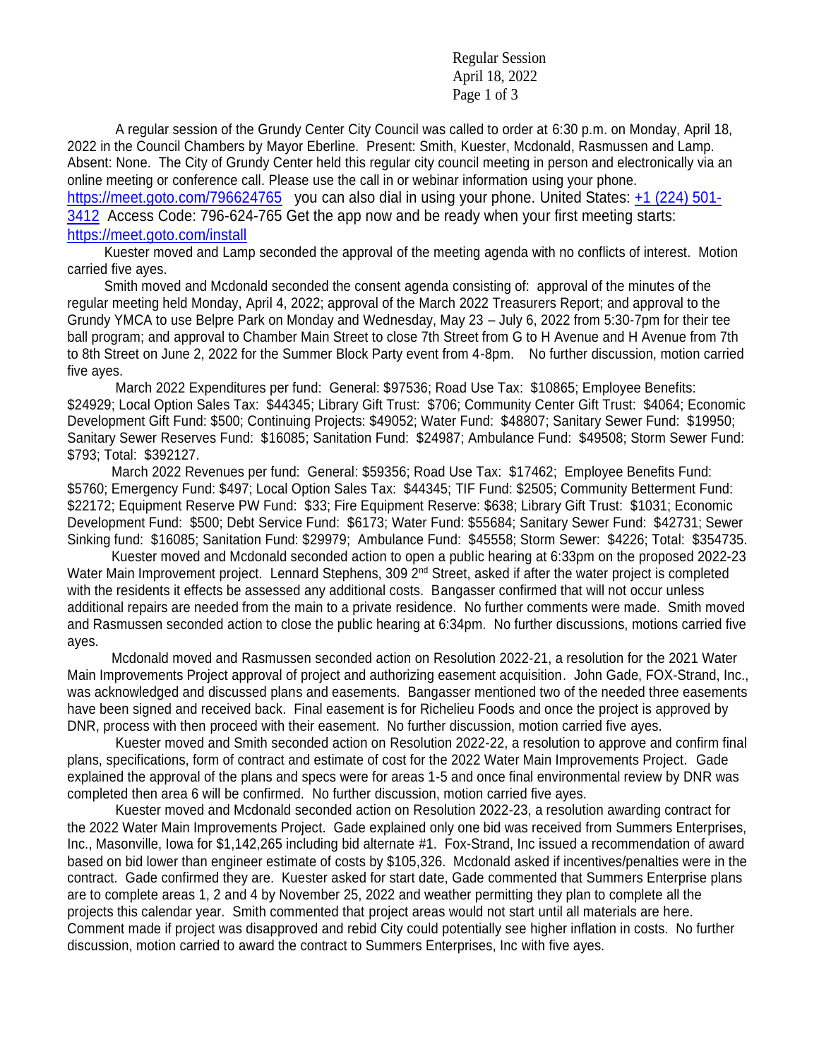A regular session of the Grundy Center City Council was called to order at 6:30 p.m. on Monday, April 18, 2022 in the Council Chambers by Mayor Eberline. Present: Smith, Kuester, Mcdonald, Rasmussen and Lamp. Absent: None. The City of Grundy Center held this regular city council meeting in person and electronically via an online meeting or conference call. Please use the call in or webinar information using your phone. https://meet.goto.com/796624765 you can also dial in using your phone. United States: +1 (224) 501-3412 Access Code: 796-624-765 Get the app now and be ready when your first meeting starts: https://meet.goto.com/install

Kuester moved and Lamp seconded the approval of the meeting agenda with no conflicts of interest. Motion carried five ayes.

Smith moved and Mcdonald seconded the consent agenda consisting of: approval of the minutes of the regular meeting held Monday, April 4, 2022; approval of the March 2022 Treasurers Report; and approval to the Grundy YMCA to use Belpre Park on Monday and Wednesday, May 23 – July 6, 2022 from 5:30-7pm for their tee ball program; and approval to Chamber Main Street to close 7th Street from G to H Avenue and H Avenue from 7th to 8th Street on June 2, 2022 for the Summer Block Party event from 4-8pm. No further discussion, motion carried five ayes.

March 2022 Expenditures per fund: General: $97536; Road Use Tax: $10865; Employee Benefits: $24929; Local Option Sales Tax: $44345; Library Gift Trust: $706; Community Center Gift Trust: $4064; Economic Development Gift Fund: $500; Continuing Projects: $49052; Water Fund: $48807; Sanitary Sewer Fund: $19950; Sanitary Sewer Reserves Fund: $16085; Sanitation Fund: $24987; Ambulance Fund: $49508; Storm Sewer Fund: $793; Total: $392127.

March 2022 Revenues per fund: General: $59356; Road Use Tax: $17462; Employee Benefits Fund: $5760; Emergency Fund: $497; Local Option Sales Tax: $44345; TIF Fund: $2505; Community Betterment Fund: $22172; Equipment Reserve PW Fund: $33; Fire Equipment Reserve: $638; Library Gift Trust: $1031; Economic Development Fund: $500; Debt Service Fund: $6173; Water Fund: $55684; Sanitary Sewer Fund: $42731; Sewer Sinking fund: $16085; Sanitation Fund: $29979; Ambulance Fund: $45558; Storm Sewer: $4226; Total: $354735.

Kuester moved and Mcdonald seconded action to open a public hearing at 6:33pm on the proposed 2022-23 Water Main Improvement project. Lennard Stephens, 309 2nd Street, asked if after the water project is completed with the residents it effects be assessed any additional costs. Bangasser confirmed that will not occur unless additional repairs are needed from the main to a private residence. No further comments were made. Smith moved and Rasmussen seconded action to close the public hearing at 6:34pm. No further discussions, motions carried five ayes.

Mcdonald moved and Rasmussen seconded action on Resolution 2022-21, a resolution for the 2021 Water Main Improvements Project approval of project and authorizing easement acquisition. John Gade, FOX-Strand, Inc., was acknowledged and discussed plans and easements. Bangasser mentioned two of the needed three easements have been signed and received back. Final easement is for Richelieu Foods and once the project is approved by DNR, process with then proceed with their easement. No further discussion, motion carried five ayes.

Kuester moved and Smith seconded action on Resolution 2022-22, a resolution to approve and confirm final plans, specifications, form of contract and estimate of cost for the 2022 Water Main Improvements Project. Gade explained the approval of the plans and specs were for areas 1-5 and once final environmental review by DNR was completed then area 6 will be confirmed. No further discussion, motion carried five ayes.

Kuester moved and Mcdonald seconded action on Resolution 2022-23, a resolution awarding contract for the 2022 Water Main Improvements Project. Gade explained only one bid was received from Summers Enterprises, Inc., Masonville, Iowa for $1,142,265 including bid alternate #1. Fox-Strand, Inc issued a recommendation of award based on bid lower than engineer estimate of costs by $105,326. Mcdonald asked if incentives/penalties were in the contract. Gade confirmed they are. Kuester asked for start date, Gade commented that Summers Enterprise plans are to complete areas 1, 2 and 4 by November 25, 2022 and weather permitting they plan to complete all the projects this calendar year. Smith commented that project areas would not start until all materials are here. Comment made if project was disapproved and rebid City could potentially see higher inflation in costs. No further discussion, motion carried to award the contract to Summers Enterprises, Inc with five ayes.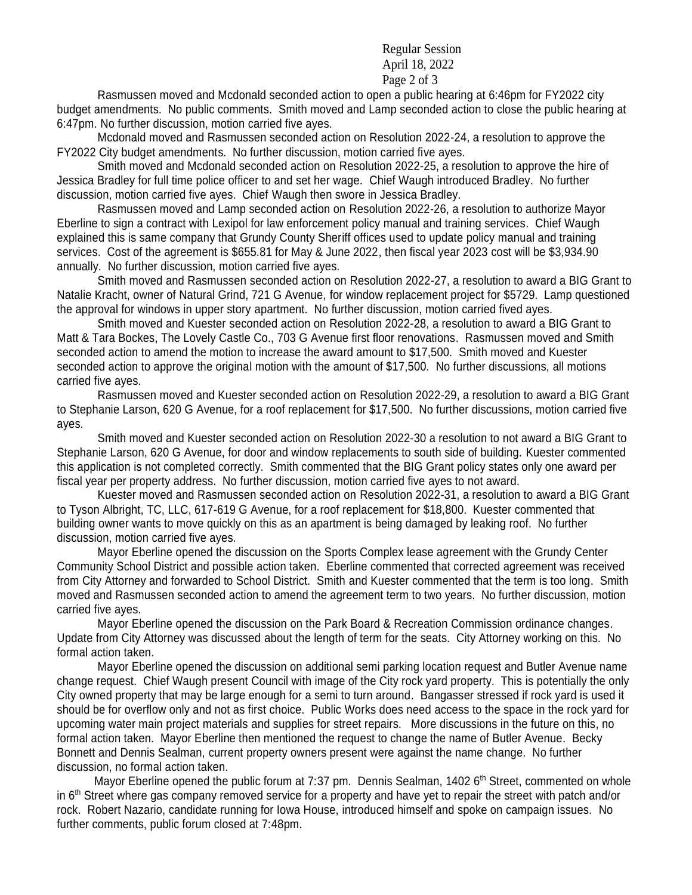Rasmussen moved and Mcdonald seconded action to open a public hearing at 6:46pm for FY2022 city budget amendments. No public comments. Smith moved and Lamp seconded action to close the public hearing at 6:47pm. No further discussion, motion carried five ayes.

Mcdonald moved and Rasmussen seconded action on Resolution 2022-24, a resolution to approve the FY2022 City budget amendments. No further discussion, motion carried five ayes.

Smith moved and Mcdonald seconded action on Resolution 2022-25, a resolution to approve the hire of Jessica Bradley for full time police officer to and set her wage. Chief Waugh introduced Bradley. No further discussion, motion carried five ayes. Chief Waugh then swore in Jessica Bradley.

Rasmussen moved and Lamp seconded action on Resolution 2022-26, a resolution to authorize Mayor Eberline to sign a contract with Lexipol for law enforcement policy manual and training services. Chief Waugh explained this is same company that Grundy County Sheriff offices used to update policy manual and training services. Cost of the agreement is $655.81 for May & June 2022, then fiscal year 2023 cost will be $3,934.90 annually. No further discussion, motion carried five ayes.

Smith moved and Rasmussen seconded action on Resolution 2022-27, a resolution to award a BIG Grant to Natalie Kracht, owner of Natural Grind, 721 G Avenue, for window replacement project for $5729. Lamp questioned the approval for windows in upper story apartment. No further discussion, motion carried fived ayes.

Smith moved and Kuester seconded action on Resolution 2022-28, a resolution to award a BIG Grant to Matt & Tara Bockes, The Lovely Castle Co., 703 G Avenue first floor renovations. Rasmussen moved and Smith seconded action to amend the motion to increase the award amount to $17,500. Smith moved and Kuester seconded action to approve the original motion with the amount of $17,500. No further discussions, all motions carried five ayes.

Rasmussen moved and Kuester seconded action on Resolution 2022-29, a resolution to award a BIG Grant to Stephanie Larson, 620 G Avenue, for a roof replacement for $17,500. No further discussions, motion carried five ayes.

Smith moved and Kuester seconded action on Resolution 2022-30 a resolution to not award a BIG Grant to Stephanie Larson, 620 G Avenue, for door and window replacements to south side of building. Kuester commented this application is not completed correctly. Smith commented that the BIG Grant policy states only one award per fiscal year per property address. No further discussion, motion carried five ayes to not award.

Kuester moved and Rasmussen seconded action on Resolution 2022-31, a resolution to award a BIG Grant to Tyson Albright, TC, LLC, 617-619 G Avenue, for a roof replacement for $18,800. Kuester commented that building owner wants to move quickly on this as an apartment is being damaged by leaking roof. No further discussion, motion carried five ayes.

Mayor Eberline opened the discussion on the Sports Complex lease agreement with the Grundy Center Community School District and possible action taken. Eberline commented that corrected agreement was received from City Attorney and forwarded to School District. Smith and Kuester commented that the term is too long. Smith moved and Rasmussen seconded action to amend the agreement term to two years. No further discussion, motion carried five ayes.

Mayor Eberline opened the discussion on the Park Board & Recreation Commission ordinance changes. Update from City Attorney was discussed about the length of term for the seats. City Attorney working on this. No formal action taken.

Mayor Eberline opened the discussion on additional semi parking location request and Butler Avenue name change request. Chief Waugh present Council with image of the City rock yard property. This is potentially the only City owned property that may be large enough for a semi to turn around. Bangasser stressed if rock yard is used it should be for overflow only and not as first choice. Public Works does need access to the space in the rock yard for upcoming water main project materials and supplies for street repairs. More discussions in the future on this, no formal action taken. Mayor Eberline then mentioned the request to change the name of Butler Avenue. Becky Bonnett and Dennis Sealman, current property owners present were against the name change. No further discussion, no formal action taken.

Mayor Eberline opened the public forum at 7:37 pm. Dennis Sealman, 1402 6th Street, commented on whole in 6th Street where gas company removed service for a property and have yet to repair the street with patch and/or rock. Robert Nazario, candidate running for Iowa House, introduced himself and spoke on campaign issues. No further comments, public forum closed at 7:48pm.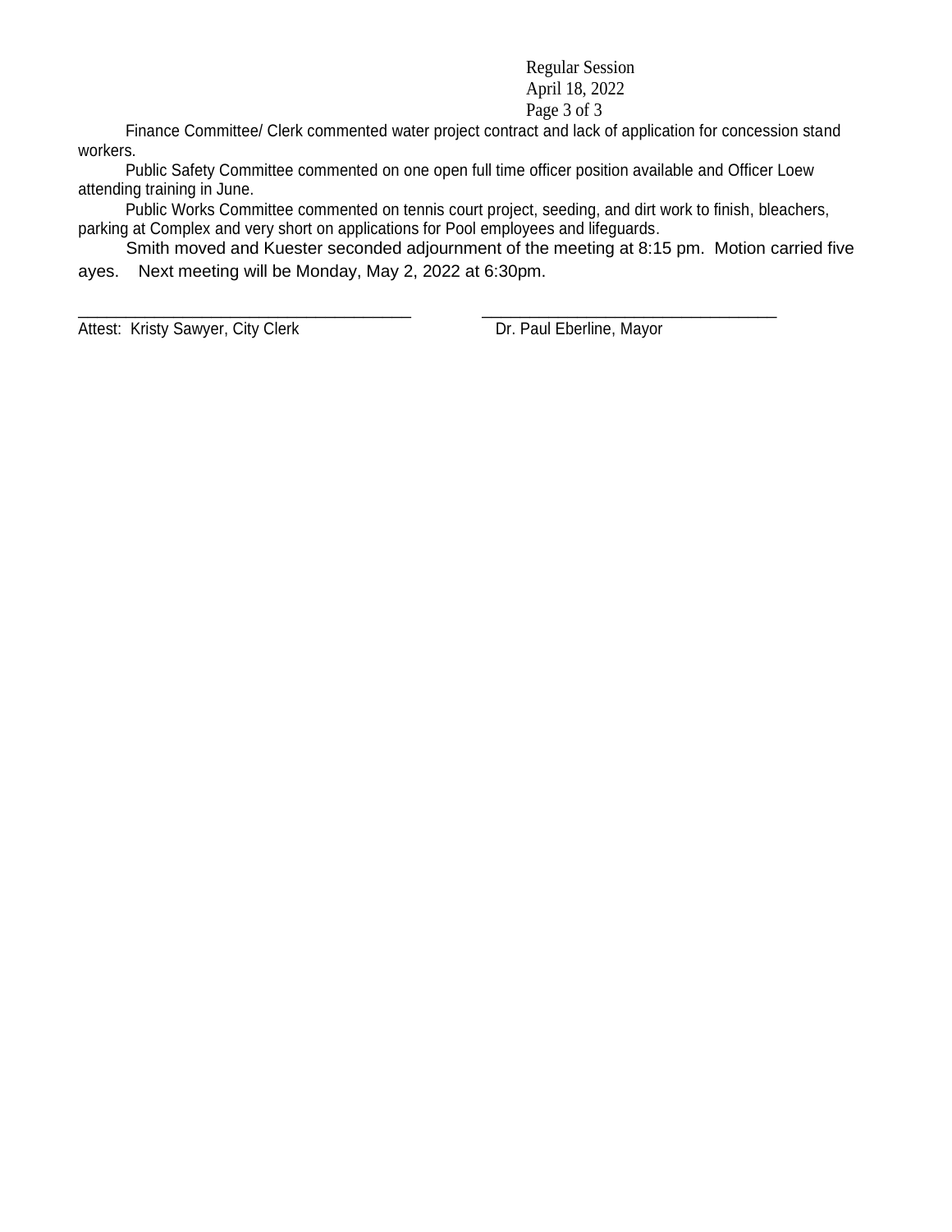Finance Committee/ Clerk commented water project contract and lack of application for concession stand workers.

Public Safety Committee commented on one open full time officer position available and Officer Loew attending training in June.

Public Works Committee commented on tennis court project, seeding, and dirt work to finish, bleachers, parking at Complex and very short on applications for Pool employees and lifeguards.

Smith moved and Kuester seconded adjournment of the meeting at 8:15 pm. Motion carried five ayes. Next meeting will be Monday, May 2, 2022 at 6:30pm.

\_\_\_\_\_\_\_\_\_\_\_\_\_\_\_\_\_\_\_\_\_\_\_\_\_\_\_\_\_\_\_\_\_\_\_\_\_\_ \_\_\_\_\_\_\_\_\_\_\_\_\_\_\_\_\_\_\_\_\_\_\_\_\_\_\_\_\_\_\_\_\_\_

Attest: Kristy Sawyer, City Clerk Dr. Paul Eberline, Mayor